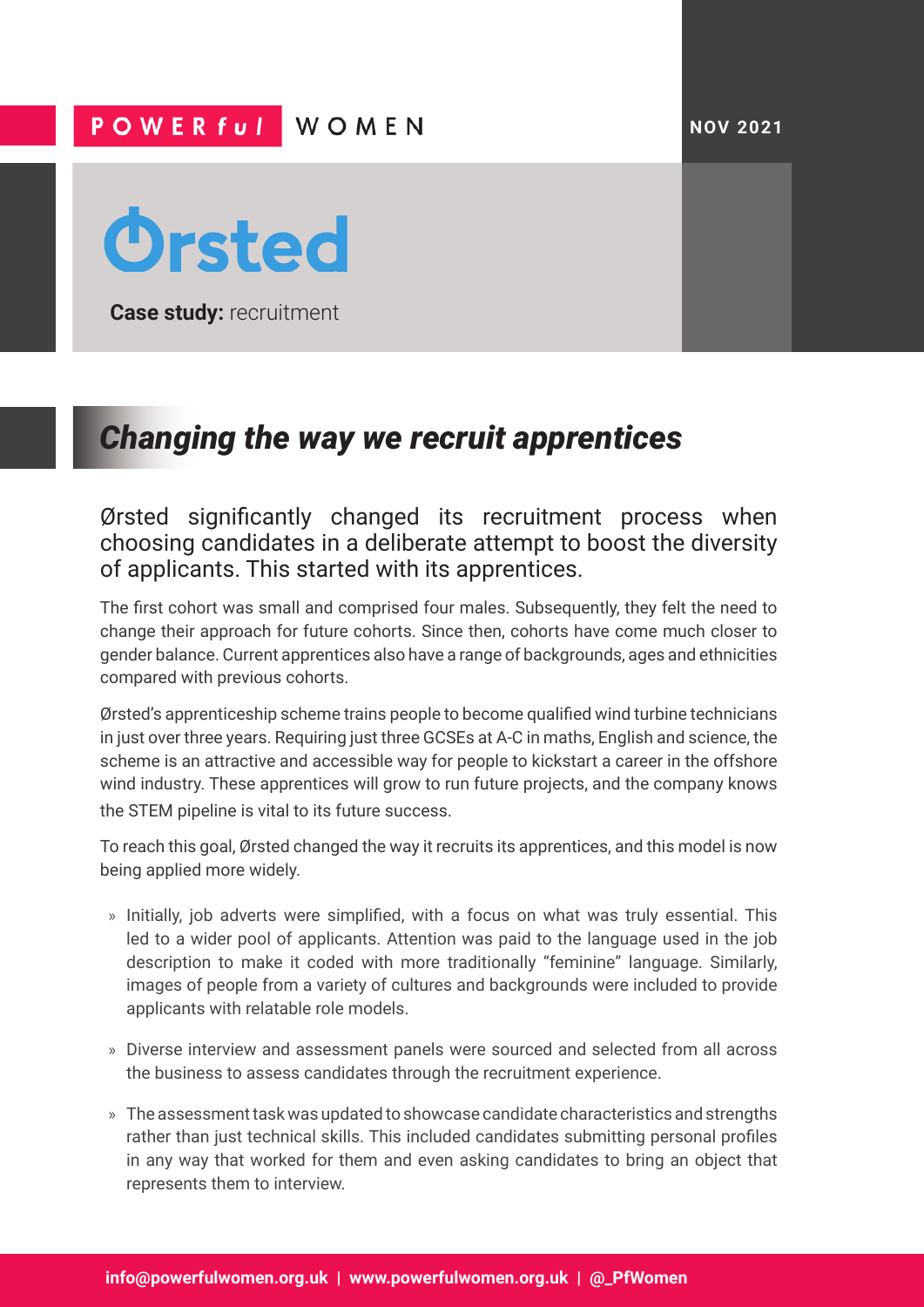POWERful WOMEN

NOV 2021

Ørsted

**Case study:** recruitment

# *Changing the way we recruit apprentices*

Ørsted significantly changed its recruitment process when choosing candidates in a deliberate attempt to boost the diversity of applicants. This started with its apprentices.

The first cohort was small and comprised four males. Subsequently, they felt the need to change their approach for future cohorts. Since then, cohorts have come much closer to gender balance. Current apprentices also have a range of backgrounds, ages and ethnicities compared with previous cohorts.

Ørsted's apprenticeship scheme trains people to become qualified wind turbine technicians in just over three years. Requiring just three GCSEs at A-C in maths, English and science, the scheme is an attractive and accessible way for people to kickstart a career in the offshore wind industry. These apprentices will grow to run future projects, and the company knows the STEM pipeline is vital to its future success.

To reach this goal, Ørsted changed the way it recruits its apprentices, and this model is now being applied more widely.

- Initially, job adverts were simplified, with a focus on what was truly essential. This led to a wider pool of applicants. Attention was paid to the language used in the job description to make it coded with more traditionally "feminine" language. Similarly, images of people from a variety of cultures and backgrounds were included to provide applicants with relatable role models.
- Diverse interview and assessment panels were sourced and selected from all across the business to assess candidates through the recruitment experience.
- The assessment task was updated to showcase candidate characteristics and strengths rather than just technical skills. This included candidates submitting personal profiles in any way that worked for them and even asking candidates to bring an object that represents them to interview.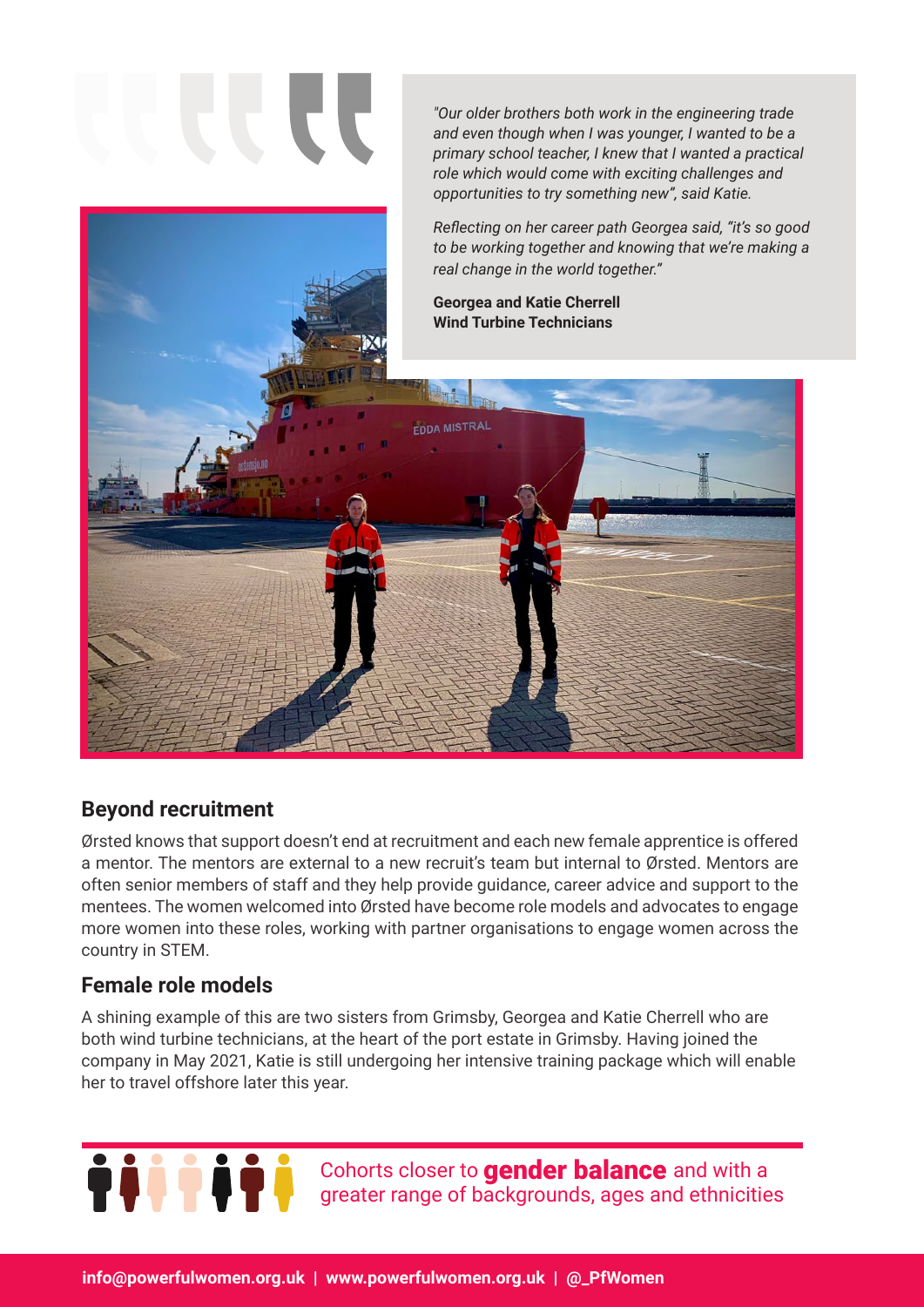*"Our older brothers both work in the engineering trade and even though when I was younger, I wanted to be a primary school teacher, I knew that I wanted a practical role which would come with exciting challenges and opportunities to try something new", said Katie.*

*Reflecting on her career path Georgea said, "it's so good to be working together and knowing that we're making a real change in the world together."*

**Georgea and Katie Cherrell**
**Wind Turbine Technicians**

## Beyond recruitment

Ørsted knows that support doesn't end at recruitment and each new female apprentice is offered a mentor. The mentors are external to a new recruit's team but internal to Ørsted. Mentors are often senior members of staff and they help provide guidance, career advice and support to the mentees. The women welcomed into Ørsted have become role models and advocates to engage more women into these roles, working with partner organisations to engage women across the country in STEM.

## Female role models

A shining example of this are two sisters from Grimsby, Georgea and Katie Cherrell who are both wind turbine technicians, at the heart of the port estate in Grimsby. Having joined the company in May 2021, Katie is still undergoing her intensive training package which will enable her to travel offshore later this year.

Cohorts closer to **gender balance** and with a greater range of backgrounds, ages and ethnicities

**info@powerfulwomen.org.uk | www.powerfulwomen.org.uk | @_PfWomen**